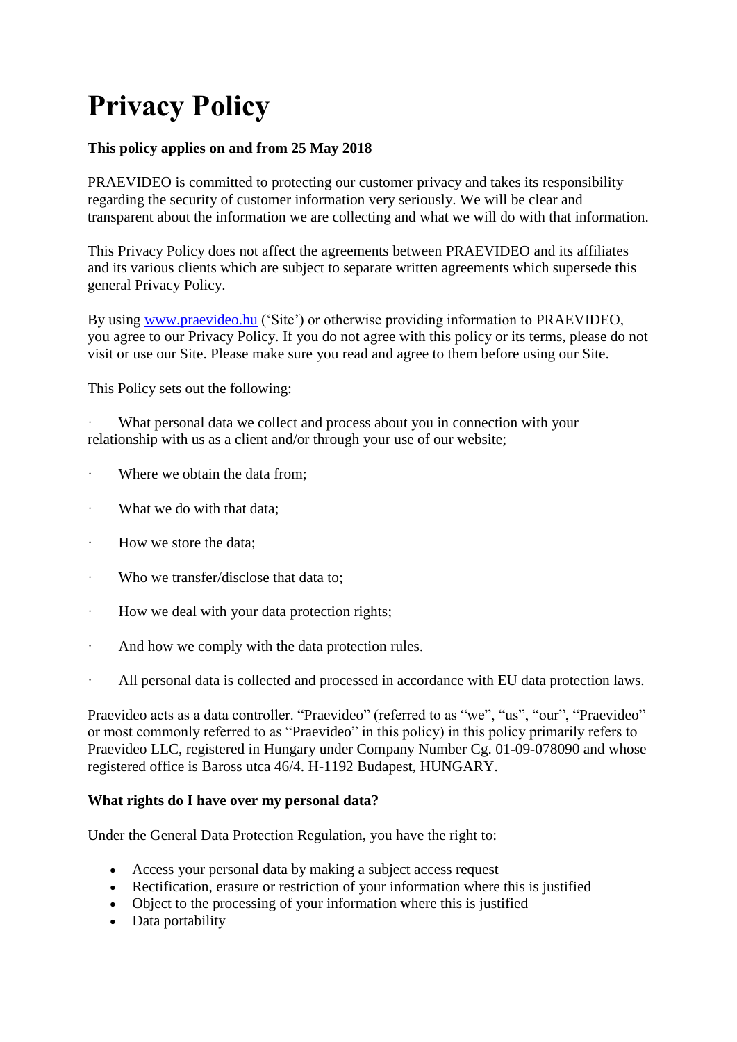# Privacy Policy

**This policy applies on and from 25 May 2018**

PRAEVIDEO is committed to protecting our customer privacy and takes its responsibility regarding the security of customer information very seriously. We will be clear and transparent about the information we are collecting and what we will do with that information.

This Privacy Policy does not affect the agreements between PRAEVIDEO and its affiliates and its various clients which are subject to separate written agreements which supersede this general Privacy Policy.

By using [www.praevideo.hu](http://www.praevideo.hu) ('Site') or otherwise providing information to PRAEVIDEO, you agree to our Privacy Policy. If you do not agree with this policy or its terms, please do not visit or use our Site. Please make sure you read and agree to them before using our Site.

This Policy sets out the following:

- What personal data we collect and process about you in connection with your relationship with us as a client and/or through your use of our website;
- Where we obtain the data from;
- What we do with that data;
- How we store the data;
- Who we transfer/disclose that data to;
- How we deal with your data protection rights;
- And how we comply with the data protection rules.
- All personal data is collected and processed in accordance with EU data protection laws.

Praevideo acts as a data controller. "Praevideo" (referred to as "we", "us", "our", "Praevideo" or most commonly referred to as "Praevideo" in this policy) in this policy primarily refers to Praevideo LLC, registered in Hungary under Company Number Cg. 01-09-078090 and whose registered office is Baross utca 46/4. H-1192 Budapest, HUNGARY.

**What rights do I have over my personal data?**

Under the General Data Protection Regulation, you have the right to:

- Access your personal data by making a subject access request
- Rectification, erasure or restriction of your information where this is justified
- Object to the processing of your information where this is justified
- Data portability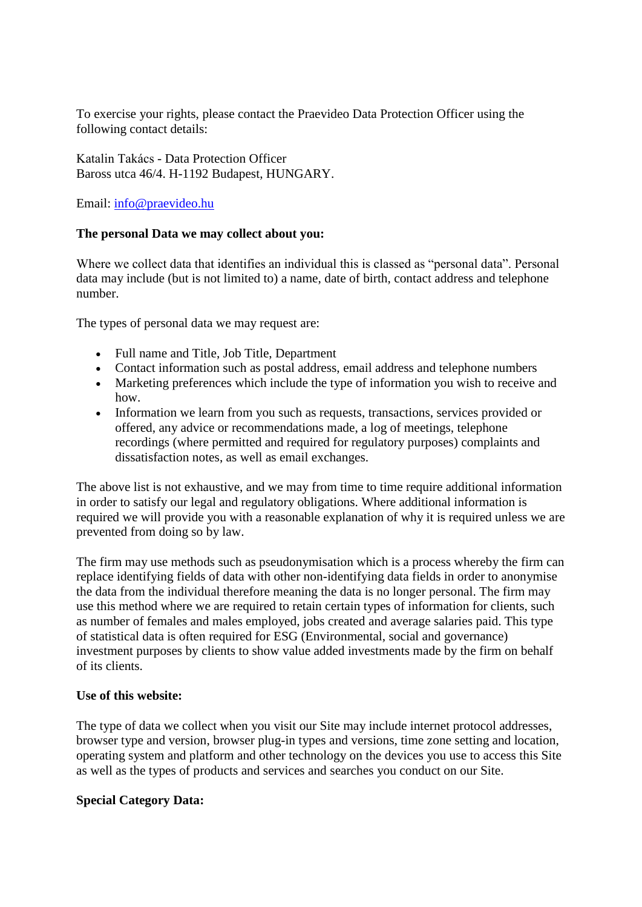To exercise your rights, please contact the Praevideo Data Protection Officer using the following contact details:

Katalin Takács - Data Protection Officer
Baross utca 46/4. H-1192 Budapest, HUNGARY.

Email: [info@praevideo.hu](mailto:info@praevideo.hu)

**The personal Data we may collect about you:**

Where we collect data that identifies an individual this is classed as "personal data". Personal data may include (but is not limited to) a name, date of birth, contact address and telephone number.

The types of personal data we may request are:

- Full name and Title, Job Title, Department
- Contact information such as postal address, email address and telephone numbers
- Marketing preferences which include the type of information you wish to receive and how.
- Information we learn from you such as requests, transactions, services provided or offered, any advice or recommendations made, a log of meetings, telephone recordings (where permitted and required for regulatory purposes) complaints and dissatisfaction notes, as well as email exchanges.

The above list is not exhaustive, and we may from time to time require additional information in order to satisfy our legal and regulatory obligations. Where additional information is required we will provide you with a reasonable explanation of why it is required unless we are prevented from doing so by law.

The firm may use methods such as pseudonymisation which is a process whereby the firm can replace identifying fields of data with other non-identifying data fields in order to anonymise the data from the individual therefore meaning the data is no longer personal. The firm may use this method where we are required to retain certain types of information for clients, such as number of females and males employed, jobs created and average salaries paid. This type of statistical data is often required for ESG (Environmental, social and governance) investment purposes by clients to show value added investments made by the firm on behalf of its clients.

**Use of this website:**

The type of data we collect when you visit our Site may include internet protocol addresses, browser type and version, browser plug-in types and versions, time zone setting and location, operating system and platform and other technology on the devices you use to access this Site as well as the types of products and services and searches you conduct on our Site.

**Special Category Data:**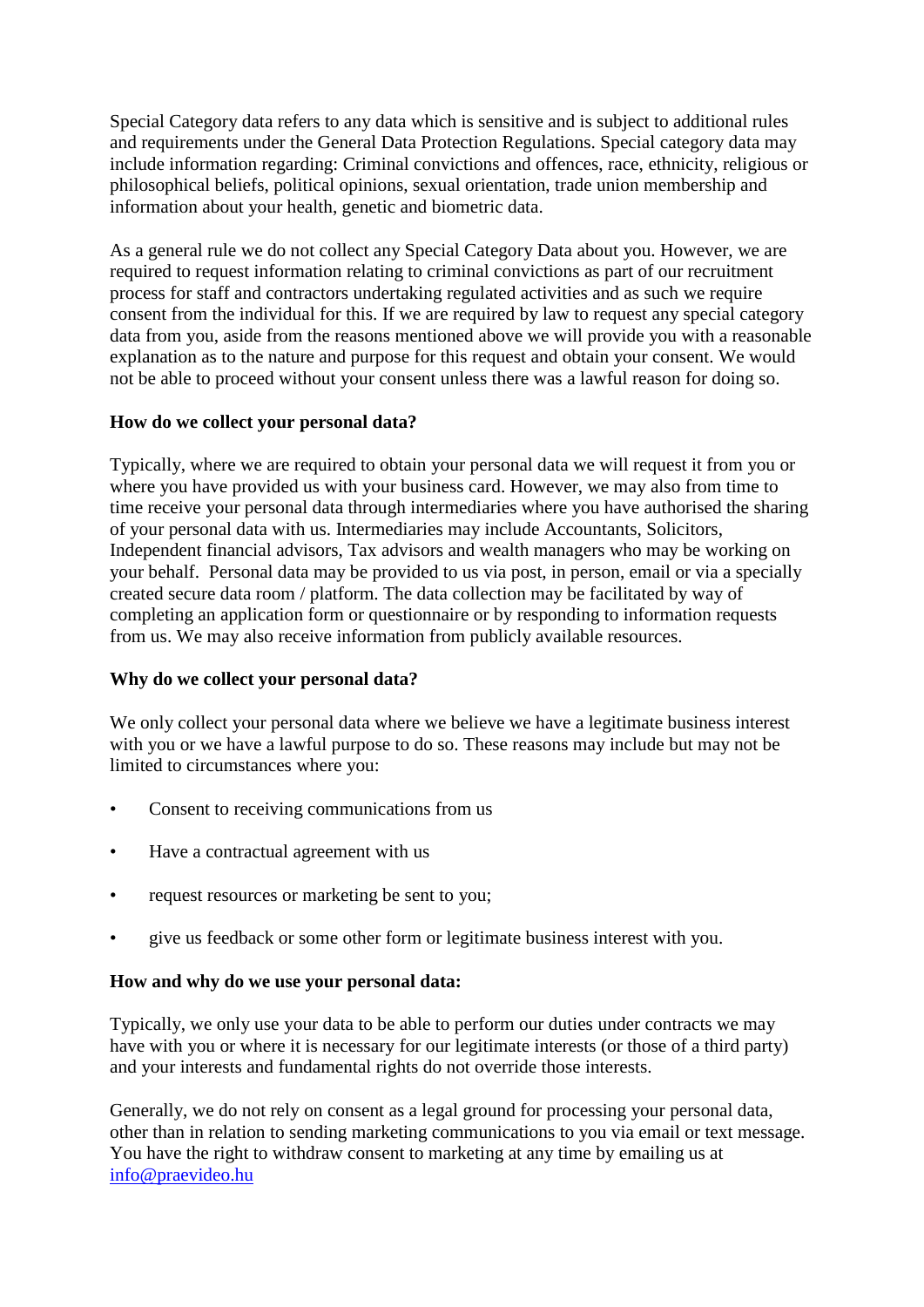Special Category data refers to any data which is sensitive and is subject to additional rules and requirements under the General Data Protection Regulations. Special category data may include information regarding: Criminal convictions and offences, race, ethnicity, religious or philosophical beliefs, political opinions, sexual orientation, trade union membership and information about your health, genetic and biometric data.

As a general rule we do not collect any Special Category Data about you. However, we are required to request information relating to criminal convictions as part of our recruitment process for staff and contractors undertaking regulated activities and as such we require consent from the individual for this. If we are required by law to request any special category data from you, aside from the reasons mentioned above we will provide you with a reasonable explanation as to the nature and purpose for this request and obtain your consent. We would not be able to proceed without your consent unless there was a lawful reason for doing so.

**How do we collect your personal data?**

Typically, where we are required to obtain your personal data we will request it from you or where you have provided us with your business card. However, we may also from time to time receive your personal data through intermediaries where you have authorised the sharing of your personal data with us. Intermediaries may include Accountants, Solicitors, Independent financial advisors, Tax advisors and wealth managers who may be working on your behalf. Personal data may be provided to us via post, in person, email or via a specially created secure data room / platform. The data collection may be facilitated by way of completing an application form or questionnaire or by responding to information requests from us. We may also receive information from publicly available resources.

**Why do we collect your personal data?**

We only collect your personal data where we believe we have a legitimate business interest with you or we have a lawful purpose to do so. These reasons may include but may not be limited to circumstances where you:

- Consent to receiving communications from us
- Have a contractual agreement with us
- request resources or marketing be sent to you;
- give us feedback or some other form or legitimate business interest with you.

**How and why do we use your personal data:**

Typically, we only use your data to be able to perform our duties under contracts we may have with you or where it is necessary for our legitimate interests (or those of a third party) and your interests and fundamental rights do not override those interests.

Generally, we do not rely on consent as a legal ground for processing your personal data, other than in relation to sending marketing communications to you via email or text message. You have the right to withdraw consent to marketing at any time by emailing us at info@praevideo.hu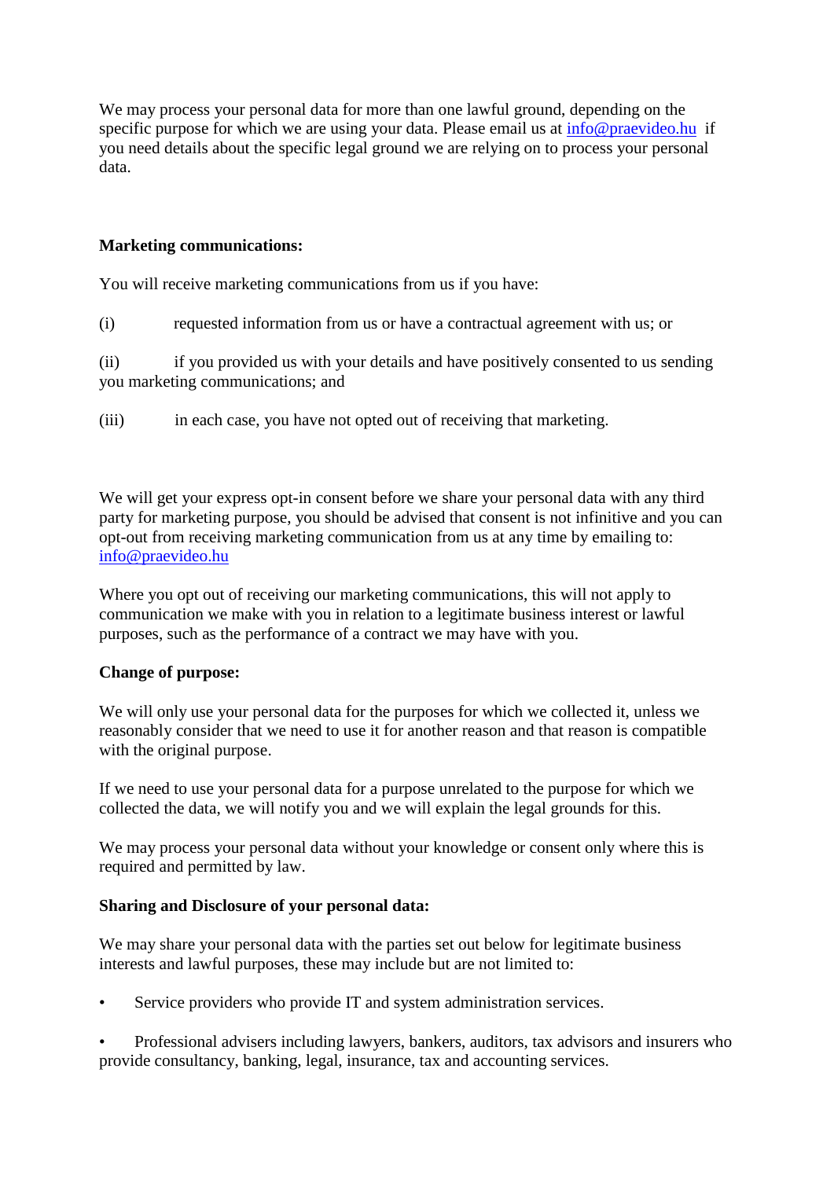We may process your personal data for more than one lawful ground, depending on the specific purpose for which we are using your data. Please email us at [info@praevideo.hu](mailto:info@praevideo.hu) if you need details about the specific legal ground we are relying on to process your personal data.

**Marketing communications:**

You will receive marketing communications from us if you have:

(i) requested information from us or have a contractual agreement with us; or

(ii) if you provided us with your details and have positively consented to us sending you marketing communications; and

(iii) in each case, you have not opted out of receiving that marketing.

We will get your express opt-in consent before we share your personal data with any third party for marketing purpose, you should be advised that consent is not infinitive and you can opt-out from receiving marketing communication from us at any time by emailing to: [info@praevideo.hu](mailto:info@praevideo.hu)

Where you opt out of receiving our marketing communications, this will not apply to communication we make with you in relation to a legitimate business interest or lawful purposes, such as the performance of a contract we may have with you.

**Change of purpose:**

We will only use your personal data for the purposes for which we collected it, unless we reasonably consider that we need to use it for another reason and that reason is compatible with the original purpose.

If we need to use your personal data for a purpose unrelated to the purpose for which we collected the data, we will notify you and we will explain the legal grounds for this.

We may process your personal data without your knowledge or consent only where this is required and permitted by law.

**Sharing and Disclosure of your personal data:**

We may share your personal data with the parties set out below for legitimate business interests and lawful purposes, these may include but are not limited to:

- Service providers who provide IT and system administration services.
- Professional advisers including lawyers, bankers, auditors, tax advisors and insurers who provide consultancy, banking, legal, insurance, tax and accounting services.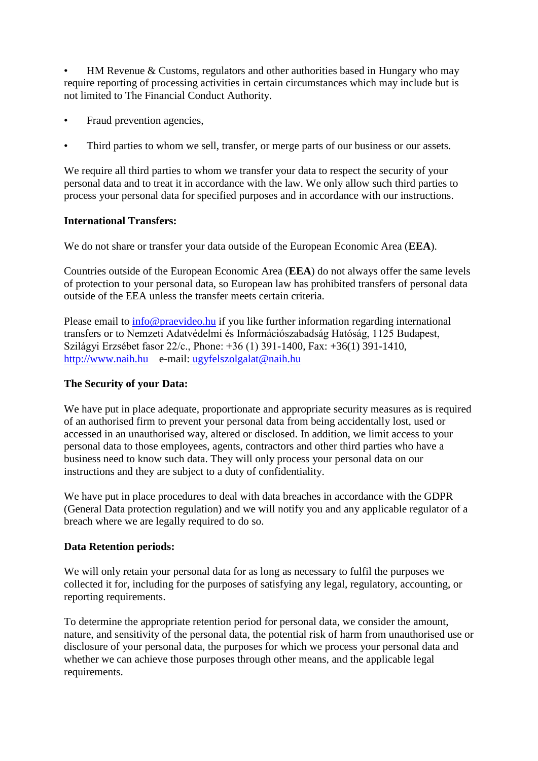- HM Revenue & Customs, regulators and other authorities based in Hungary who may require reporting of processing activities in certain circumstances which may include but is not limited to The Financial Conduct Authority.

- Fraud prevention agencies,

- Third parties to whom we sell, transfer, or merge parts of our business or our assets.

We require all third parties to whom we transfer your data to respect the security of your personal data and to treat it in accordance with the law. We only allow such third parties to process your personal data for specified purposes and in accordance with our instructions.

**International Transfers:**

We do not share or transfer your data outside of the European Economic Area (**EEA**).

Countries outside of the European Economic Area (**EEA**) do not always offer the same levels of protection to your personal data, so European law has prohibited transfers of personal data outside of the EEA unless the transfer meets certain criteria.

Please email to info@praevideo.hu if you like further information regarding international transfers or to Nemzeti Adatvédelmi és Információszabadság Hatóság, 1125 Budapest, Szilágyi Erzsébet fasor 22/c., Phone: +36 (1) 391-1400, Fax: +36(1) 391-1410, http://www.naih.hu e-mail: ugyfelszolgalat@naih.hu

**The Security of your Data:**

We have put in place adequate, proportionate and appropriate security measures as is required of an authorised firm to prevent your personal data from being accidentally lost, used or accessed in an unauthorised way, altered or disclosed. In addition, we limit access to your personal data to those employees, agents, contractors and other third parties who have a business need to know such data. They will only process your personal data on our instructions and they are subject to a duty of confidentiality.

We have put in place procedures to deal with data breaches in accordance with the GDPR (General Data protection regulation) and we will notify you and any applicable regulator of a breach where we are legally required to do so.

**Data Retention periods:**

We will only retain your personal data for as long as necessary to fulfil the purposes we collected it for, including for the purposes of satisfying any legal, regulatory, accounting, or reporting requirements.

To determine the appropriate retention period for personal data, we consider the amount, nature, and sensitivity of the personal data, the potential risk of harm from unauthorised use or disclosure of your personal data, the purposes for which we process your personal data and whether we can achieve those purposes through other means, and the applicable legal requirements.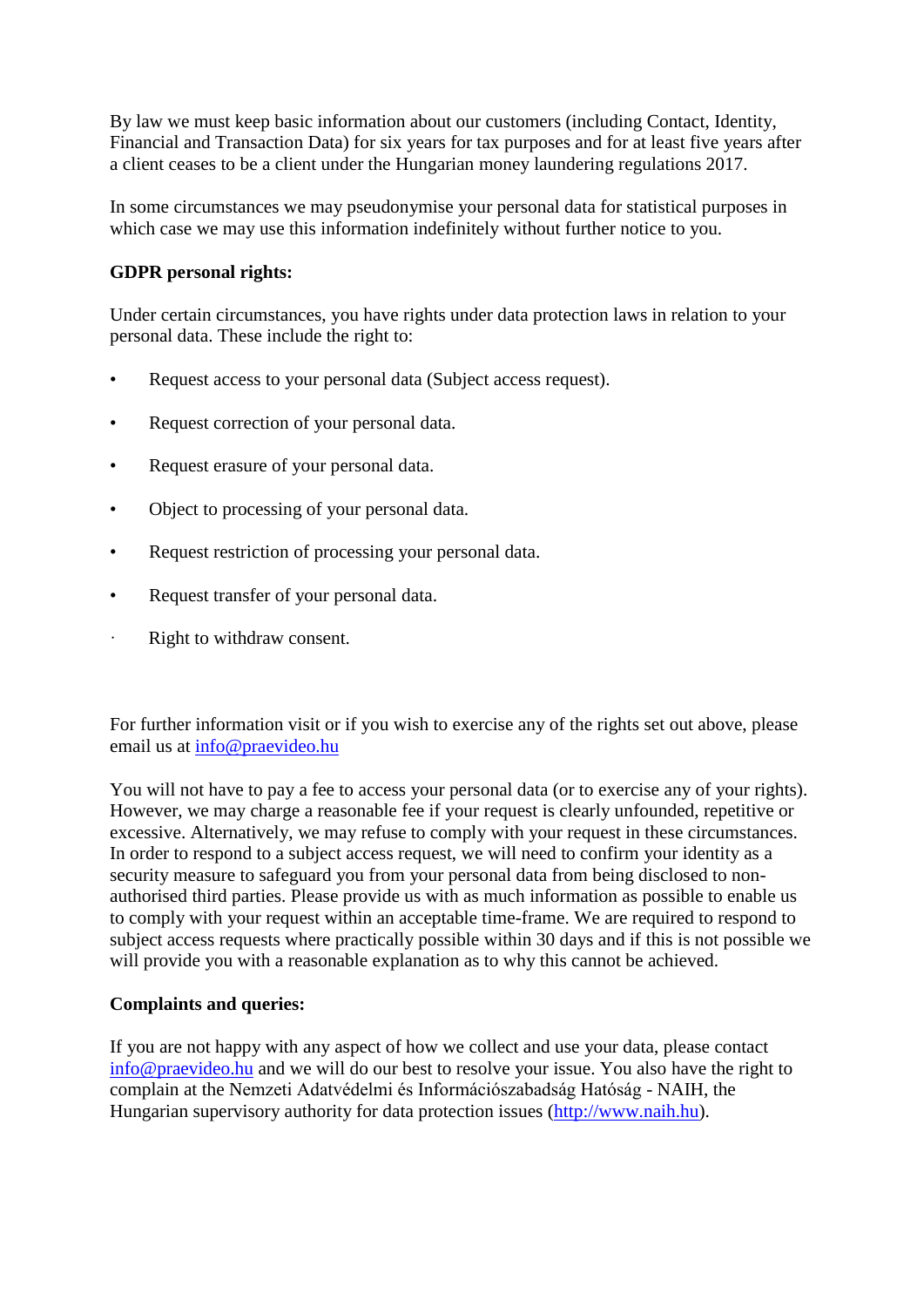By law we must keep basic information about our customers (including Contact, Identity, Financial and Transaction Data) for six years for tax purposes and for at least five years after a client ceases to be a client under the Hungarian money laundering regulations 2017.

In some circumstances we may pseudonymise your personal data for statistical purposes in which case we may use this information indefinitely without further notice to you.

**GDPR personal rights:**

Under certain circumstances, you have rights under data protection laws in relation to your personal data. These include the right to:

- Request access to your personal data (Subject access request).
- Request correction of your personal data.
- Request erasure of your personal data.
- Object to processing of your personal data.
- Request restriction of processing your personal data.
- Request transfer of your personal data.
- Right to withdraw consent.

For further information visit or if you wish to exercise any of the rights set out above, please email us at info@praevideo.hu

You will not have to pay a fee to access your personal data (or to exercise any of your rights). However, we may charge a reasonable fee if your request is clearly unfounded, repetitive or excessive. Alternatively, we may refuse to comply with your request in these circumstances. In order to respond to a subject access request, we will need to confirm your identity as a security measure to safeguard you from your personal data from being disclosed to non-authorised third parties. Please provide us with as much information as possible to enable us to comply with your request within an acceptable time-frame. We are required to respond to subject access requests where practically possible within 30 days and if this is not possible we will provide you with a reasonable explanation as to why this cannot be achieved.

**Complaints and queries:**

If you are not happy with any aspect of how we collect and use your data, please contact info@praevideo.hu and we will do our best to resolve your issue. You also have the right to complain at the Nemzeti Adatvédelmi és Információszabadság Hatóság - NAIH, the Hungarian supervisory authority for data protection issues (http://www.naih.hu).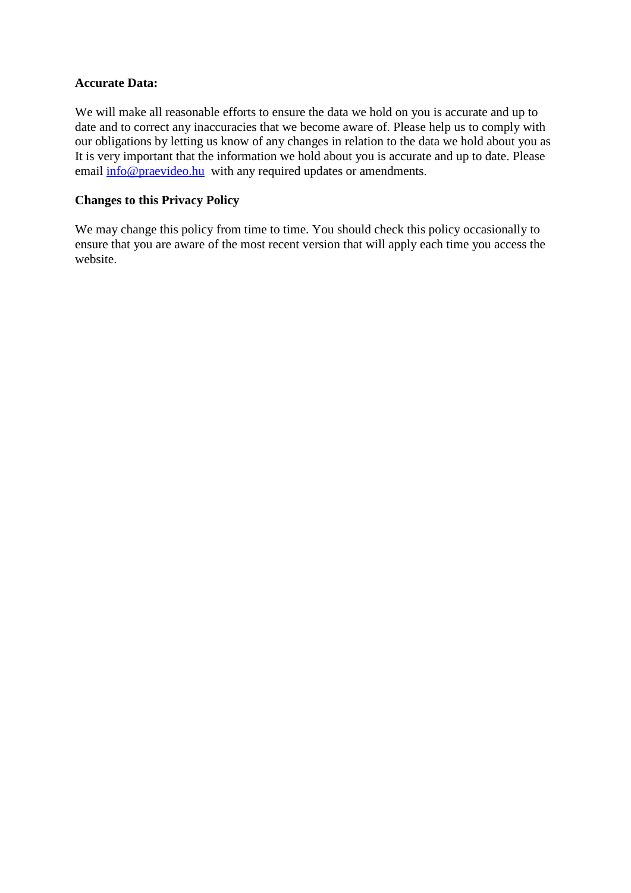**Accurate Data:**

We will make all reasonable efforts to ensure the data we hold on you is accurate and up to date and to correct any inaccuracies that we become aware of. Please help us to comply with our obligations by letting us know of any changes in relation to the data we hold about you as It is very important that the information we hold about you is accurate and up to date. Please email info@praevideo.hu with any required updates or amendments.

**Changes to this Privacy Policy**

We may change this policy from time to time. You should check this policy occasionally to ensure that you are aware of the most recent version that will apply each time you access the website.